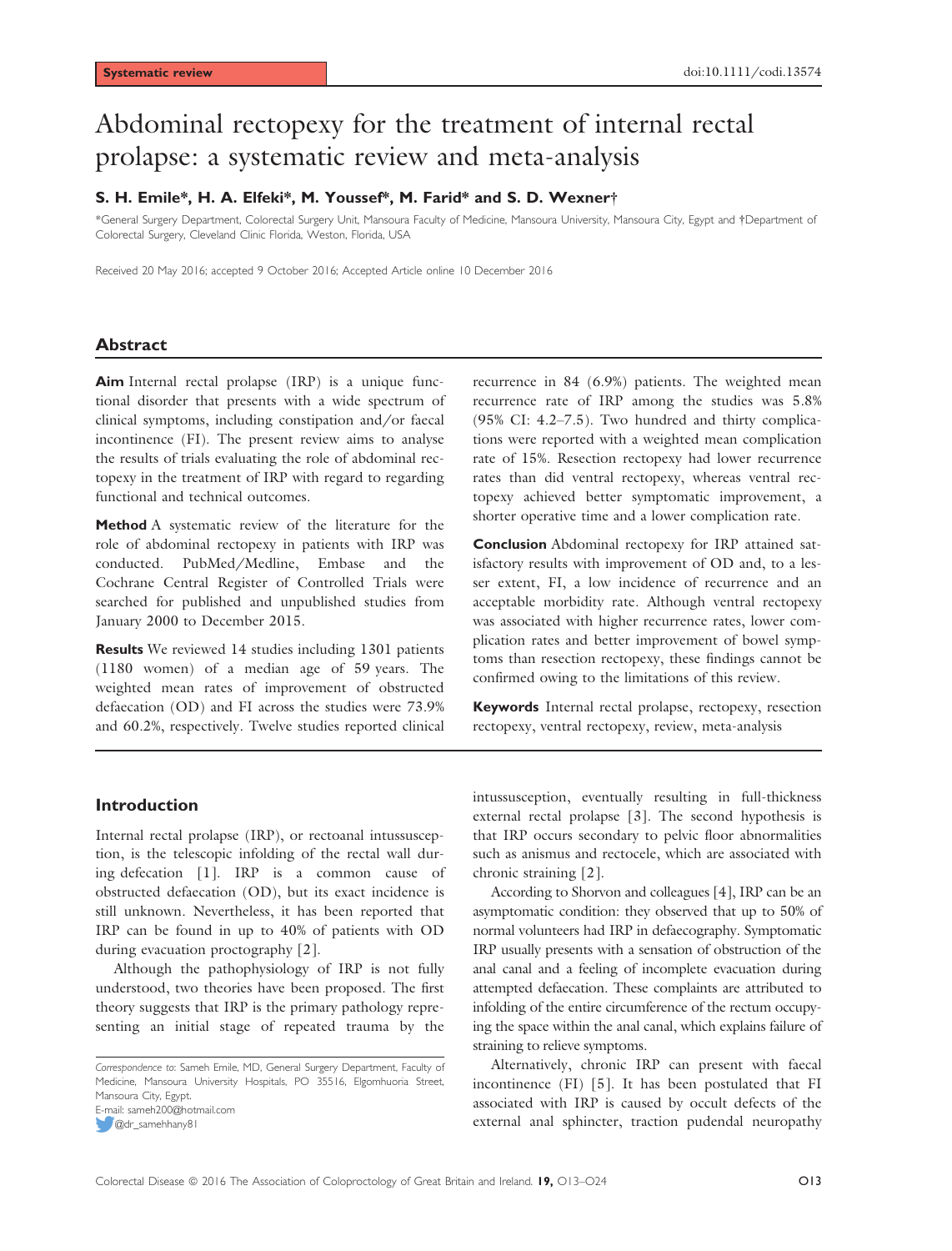Systematic review

doi:10.1111/codi.13574

# Abdominal rectopexy for the treatment of internal rectal prolapse: a systematic review and meta-analysis

**S. H. Emile\*, H. A. Elfeki\*, M. Youssef\*, M. Farid\* and S. D. Wexner†**

\*General Surgery Department, Colorectal Surgery Unit, Mansoura Faculty of Medicine, Mansoura University, Mansoura City, Egypt and †Department of Colorectal Surgery, Cleveland Clinic Florida, Weston, Florida, USA

Received 20 May 2016; accepted 9 October 2016; Accepted Article online 10 December 2016

## Abstract

**Aim** Internal rectal prolapse (IRP) is a unique functional disorder that presents with a wide spectrum of clinical symptoms, including constipation and/or faecal incontinence (FI). The present review aims to analyse the results of trials evaluating the role of abdominal rectopexy in the treatment of IRP with regard to regarding functional and technical outcomes.

**Method** A systematic review of the literature for the role of abdominal rectopexy in patients with IRP was conducted. PubMed/Medline, Embase and the Cochrane Central Register of Controlled Trials were searched for published and unpublished studies from January 2000 to December 2015.

**Results** We reviewed 14 studies including 1301 patients (1180 women) of a median age of 59 years. The weighted mean rates of improvement of obstructed defaecation (OD) and FI across the studies were 73.9% and 60.2%, respectively. Twelve studies reported clinical recurrence in 84 (6.9%) patients. The weighted mean recurrence rate of IRP among the studies was 5.8% (95% CI: 4.2–7.5). Two hundred and thirty complications were reported with a weighted mean complication rate of 15%. Resection rectopexy had lower recurrence rates than did ventral rectopexy, whereas ventral rectopexy achieved better symptomatic improvement, a shorter operative time and a lower complication rate.

**Conclusion** Abdominal rectopexy for IRP attained satisfactory results with improvement of OD and, to a lesser extent, FI, a low incidence of recurrence and an acceptable morbidity rate. Although ventral rectopexy was associated with higher recurrence rates, lower complication rates and better improvement of bowel symptoms than resection rectopexy, these findings cannot be confirmed owing to the limitations of this review.

**Keywords** Internal rectal prolapse, rectopexy, resection rectopexy, ventral rectopexy, review, meta-analysis

## Introduction

Internal rectal prolapse (IRP), or rectoanal intussusception, is the telescopic infolding of the rectal wall during defecation [1]. IRP is a common cause of obstructed defaecation (OD), but its exact incidence is still unknown. Nevertheless, it has been reported that IRP can be found in up to 40% of patients with OD during evacuation proctography [2].

Although the pathophysiology of IRP is not fully understood, two theories have been proposed. The first theory suggests that IRP is the primary pathology representing an initial stage of repeated trauma by the intussusception, eventually resulting in full-thickness external rectal prolapse [3]. The second hypothesis is that IRP occurs secondary to pelvic floor abnormalities such as anismus and rectocele, which are associated with chronic straining [2].

According to Shorvon and colleagues [4], IRP can be an asymptomatic condition: they observed that up to 50% of normal volunteers had IRP in defaecography. Symptomatic IRP usually presents with a sensation of obstruction of the anal canal and a feeling of incomplete evacuation during attempted defaecation. These complaints are attributed to infolding of the entire circumference of the rectum occupying the space within the anal canal, which explains failure of straining to relieve symptoms.

Alternatively, chronic IRP can present with faecal incontinence (FI) [5]. It has been postulated that FI associated with IRP is caused by occult defects of the external anal sphincter, traction pudendal neuropathy

*Correspondence to:* Sameh Emile, MD, General Surgery Department, Faculty of Medicine, Mansoura University Hospitals, PO 35516, Elgomhuoria Street, Mansoura City, Egypt.
E-mail: sameh200@hotmail.com
@dr_samehhany81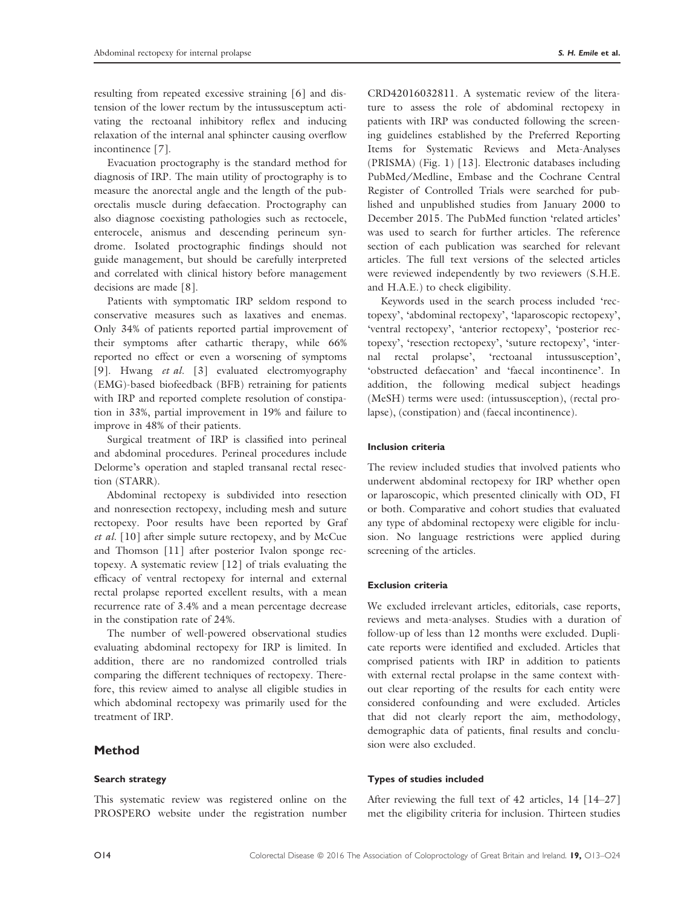resulting from repeated excessive straining [6] and distension of the lower rectum by the intussusceptum activating the rectoanal inhibitory reflex and inducing relaxation of the internal anal sphincter causing overflow incontinence [7].

Evacuation proctography is the standard method for diagnosis of IRP. The main utility of proctography is to measure the anorectal angle and the length of the puborectalis muscle during defaecation. Proctography can also diagnose coexisting pathologies such as rectocele, enterocele, anismus and descending perineum syndrome. Isolated proctographic findings should not guide management, but should be carefully interpreted and correlated with clinical history before management decisions are made [8].

Patients with symptomatic IRP seldom respond to conservative measures such as laxatives and enemas. Only 34% of patients reported partial improvement of their symptoms after cathartic therapy, while 66% reported no effect or even a worsening of symptoms [9]. Hwang *et al.* [3] evaluated electromyography (EMG)-based biofeedback (BFB) retraining for patients with IRP and reported complete resolution of constipation in 33%, partial improvement in 19% and failure to improve in 48% of their patients.

Surgical treatment of IRP is classified into perineal and abdominal procedures. Perineal procedures include Delorme's operation and stapled transanal rectal resection (STARR).

Abdominal rectopexy is subdivided into resection and nonresection rectopexy, including mesh and suture rectopexy. Poor results have been reported by Graf *et al.* [10] after simple suture rectopexy, and by McCue and Thomson [11] after posterior Ivalon sponge rectopexy. A systematic review [12] of trials evaluating the efficacy of ventral rectopexy for internal and external rectal prolapse reported excellent results, with a mean recurrence rate of 3.4% and a mean percentage decrease in the constipation rate of 24%.

The number of well-powered observational studies evaluating abdominal rectopexy for IRP is limited. In addition, there are no randomized controlled trials comparing the different techniques of rectopexy. Therefore, this review aimed to analyse all eligible studies in which abdominal rectopexy was primarily used for the treatment of IRP.

## Method

### Search strategy

This systematic review was registered online on the PROSPERO website under the registration number CRD42016032811. A systematic review of the literature to assess the role of abdominal rectopexy in patients with IRP was conducted following the screening guidelines established by the Preferred Reporting Items for Systematic Reviews and Meta-Analyses (PRISMA) (Fig. 1) [13]. Electronic databases including PubMed/Medline, Embase and the Cochrane Central Register of Controlled Trials were searched for published and unpublished studies from January 2000 to December 2015. The PubMed function 'related articles' was used to search for further articles. The reference section of each publication was searched for relevant articles. The full text versions of the selected articles were reviewed independently by two reviewers (S.H.E. and H.A.E.) to check eligibility.

Keywords used in the search process included 'rectopexy', 'abdominal rectopexy', 'laparoscopic rectopexy', 'ventral rectopexy', 'anterior rectopexy', 'posterior rectopexy', 'resection rectopexy', 'suture rectopexy', 'internal rectal prolapse', 'rectoanal intussusception', 'obstructed defaecation' and 'faecal incontinence'. In addition, the following medical subject headings (MeSH) terms were used: (intussusception), (rectal prolapse), (constipation) and (faecal incontinence).

### Inclusion criteria

The review included studies that involved patients who underwent abdominal rectopexy for IRP whether open or laparoscopic, which presented clinically with OD, FI or both. Comparative and cohort studies that evaluated any type of abdominal rectopexy were eligible for inclusion. No language restrictions were applied during screening of the articles.

### Exclusion criteria

We excluded irrelevant articles, editorials, case reports, reviews and meta-analyses. Studies with a duration of follow-up of less than 12 months were excluded. Duplicate reports were identified and excluded. Articles that comprised patients with IRP in addition to patients with external rectal prolapse in the same context without clear reporting of the results for each entity were considered confounding and were excluded. Articles that did not clearly report the aim, methodology, demographic data of patients, final results and conclusion were also excluded.

### Types of studies included

After reviewing the full text of 42 articles, 14 [14–27] met the eligibility criteria for inclusion. Thirteen studies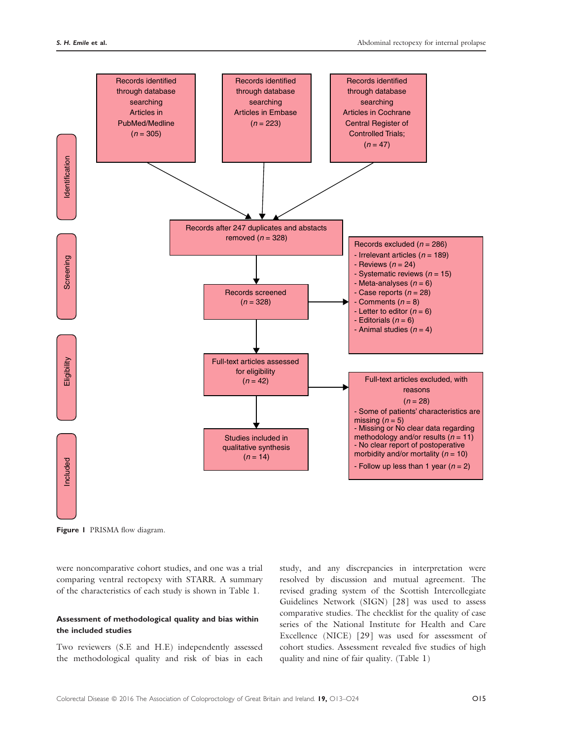Identification

Records identified through database searching Articles in PubMed/Medline (*n* = 305)

Records identified through database searching Articles in Embase (*n* = 223)

Records identified through database searching Articles in Cochrane Central Register of Controlled Trials; (*n* = 47)

Screening

Records after 247 duplicates and abstacts removed (*n* = 328)

Records screened (*n* = 328)

Records excluded (*n* = 286)
- Irrelevant articles (*n* = 189)
- Reviews (*n* = 24)
- Systematic reviews (*n* = 15)
- Meta-analyses (*n* = 6)
- Case reports (*n* = 28)
- Comments (*n* = 8)
- Letter to editor (*n* = 6)
- Editorials (*n* = 6)
- Animal studies (*n* = 4)

Eligibility

Full-text articles assessed for eligibility (*n* = 42)

Full-text articles excluded, with reasons (*n* = 28)
- Some of patients' characteristics are missing (*n* = 5)
- Missing or No clear data regarding methodology and/or results (*n* = 11)
- No clear report of postoperative morbidity and/or mortality (*n* = 10)
- Follow up less than 1 year (*n* = 2)

Included

Studies included in qualitative synthesis (*n* = 14)

**Figure 1** PRISMA flow diagram.

were noncomparative cohort studies, and one was a trial comparing ventral rectopexy with STARR. A summary of the characteristics of each study is shown in Table 1.

#### Assessment of methodological quality and bias within the included studies

Two reviewers (S.E and H.E) independently assessed the methodological quality and risk of bias in each study, and any discrepancies in interpretation were resolved by discussion and mutual agreement. The revised grading system of the Scottish Intercollegiate Guidelines Network (SIGN) [28] was used to assess comparative studies. The checklist for the quality of case series of the National Institute for Health and Care Excellence (NICE) [29] was used for assessment of cohort studies. Assessment revealed five studies of high quality and nine of fair quality. (Table 1)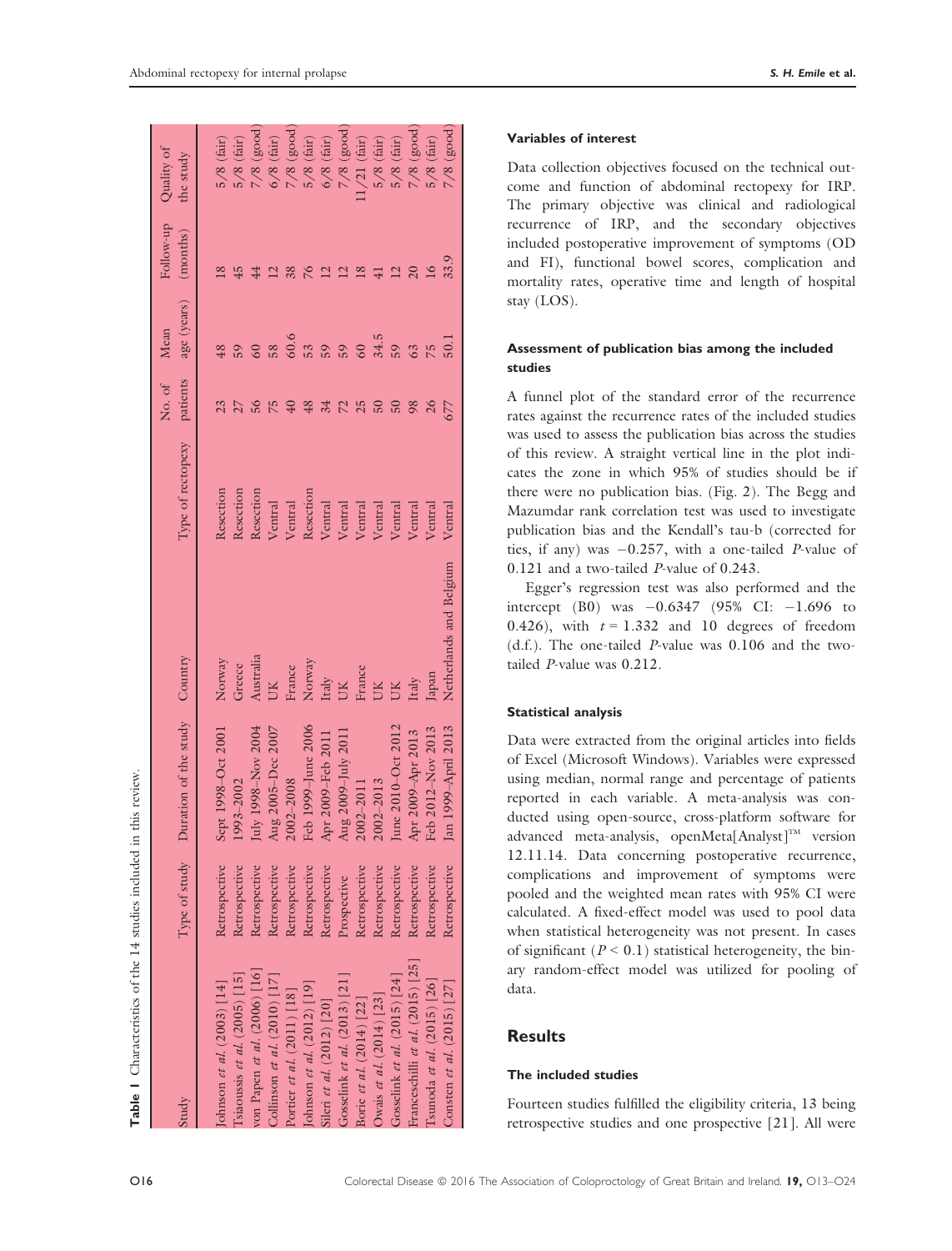**Table 1** Characteristics of the 14 studies included in this review.

| Study | Type of study | Duration of the study | Country | Type of rectopexy | No. of patients | Mean age (years) | Follow-up (months) | Quality of the study |
|---|---|---|---|---|---|---|---|---|
| Johnson *et al.* (2003) [14] | Retrospective | Sept 1998–Oct 2001 | Norway | Resection | 23 | 48 | 18 | 5/8 (fair) |
| Tsiaoussis *et al.* (2005) [15] | Retrospective | 1993–2002 | Greece | Resection | 27 | 59 | 45 | 5/8 (fair) |
| von Papen *et al.* (2006) [16] | Retrospective | July 1998–Nov 2004 | Australia | Resection | 56 | 60 | 44 | 7/8 (good) |
| Collinson *et al.* (2010) [17] | Retrospective | Aug 2005–Dec 2007 | UK | Ventral | 75 | 58 | 12 | 6/8 (fair) |
| Portier *et al.* (2011) [18] | Retrospective | 2002–2008 | France | Ventral | 40 | 60.6 | 38 | 7/8 (good) |
| Johnson *et al.* (2012) [19] | Retrospective | Feb 1999–June 2006 | Norway | Resection | 48 | 53 | 76 | 5/8 (fair) |
| Sileri *et al.* (2012) [20] | Retrospective | Apr 2009–Feb 2011 | Italy | Ventral | 34 | 59 | 12 | 6/8 (fair) |
| Gosselink *et al.* (2013) [21] | Prospective | Aug 2009–July 2011 | UK | Ventral | 72 | 59 | 12 | 7/8 (good) |
| Boric *et al.* (2014) [22] | Retrospective | 2002–2011 | France | Ventral | 25 | 60 | 18 | 11/21 (fair) |
| Owais *et al.* (2014) [23] | Retrospective | 2002–2013 | UK | Ventral | 50 | 34.5 | 41 | 5/8 (fair) |
| Gosselink *et al.* (2015) [24] | Retrospective | June 2010–Oct 2012 | UK | Ventral | 50 | 59 | 12 | 5/8 (fair) |
| Franceschilli *et al.* (2015) [25] | Retrospective | Apr 2009–Apr 2013 | Italy | Ventral | 98 | 63 | 20 | 7/8 (good) |
| Tsunoda *et al.* (2015) [26] | Retrospective | Feb 2012–Nov 2013 | Japan | Ventral | 26 | 75 | 16 | 5/8 (fair) |
| Consten *et al.* (2015) [27] | Retrospective | Jan 1999–April 2013 | Netherlands and Belgium | Ventral | 677 | 50.1 | 33.9 | 7/8 (good) |

#### Variables of interest

Data collection objectives focused on the technical outcome and function of abdominal rectopexy for IRP. The primary objective was clinical and radiological recurrence of IRP, and the secondary objectives included postoperative improvement of symptoms (OD and FI), functional bowel scores, complication and mortality rates, operative time and length of hospital stay (LOS).

#### Assessment of publication bias among the included studies

A funnel plot of the standard error of the recurrence rates against the recurrence rates of the included studies was used to assess the publication bias across the studies of this review. A straight vertical line in the plot indicates the zone in which 95% of studies should be if there were no publication bias. (Fig. 2). The Begg and Mazumdar rank correlation test was used to investigate publication bias and the Kendall's tau-b (corrected for ties, if any) was −0.257, with a one-tailed $P$-value of 0.121 and a two-tailed $P$-value of 0.243.

Egger's regression test was also performed and the intercept (B0) was −0.6347 (95% CI: −1.696 to 0.426), with $t = 1.332$ and 10 degrees of freedom (d.f.). The one-tailed $P$-value was 0.106 and the two-tailed $P$-value was 0.212.

#### Statistical analysis

Data were extracted from the original articles into fields of Excel (Microsoft Windows). Variables were expressed using median, normal range and percentage of patients reported in each variable. A meta-analysis was conducted using open-source, cross-platform software for advanced meta-analysis, openMeta[Analyst]™ version 12.11.14. Data concerning postoperative recurrence, complications and improvement of symptoms were pooled and the weighted mean rates with 95% CI were calculated. A fixed-effect model was used to pool data when statistical heterogeneity was not present. In cases of significant ($P < 0.1$) statistical heterogeneity, the binary random-effect model was utilized for pooling of data.

## Results

#### The included studies

Fourteen studies fulfilled the eligibility criteria, 13 being retrospective studies and one prospective [21]. All were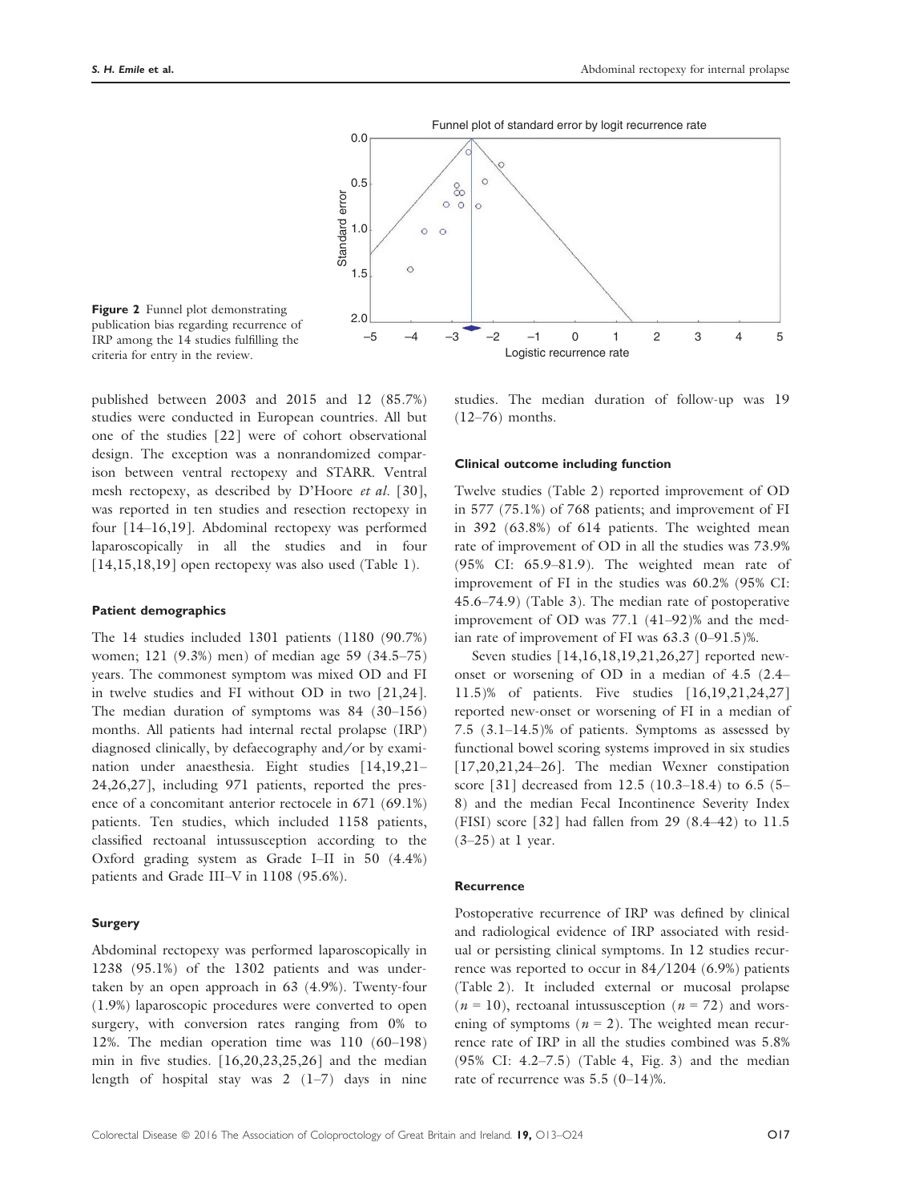Figure 2 Funnel plot demonstrating publication bias regarding recurrence of IRP among the 14 studies fulfilling the criteria for entry in the review.

published between 2003 and 2015 and 12 (85.7%) studies were conducted in European countries. All but one of the studies [22] were of cohort observational design. The exception was a nonrandomized comparison between ventral rectopexy and STARR. Ventral mesh rectopexy, as described by D'Hoore *et al.* [30], was reported in ten studies and resection rectopexy in four [14–16,19]. Abdominal rectopexy was performed laparoscopically in all the studies and in four [14,15,18,19] open rectopexy was also used (Table 1).

#### Patient demographics

The 14 studies included 1301 patients (1180 (90.7%) women; 121 (9.3%) men) of median age 59 (34.5–75) years. The commonest symptom was mixed OD and FI in twelve studies and FI without OD in two [21,24]. The median duration of symptoms was 84 (30–156) months. All patients had internal rectal prolapse (IRP) diagnosed clinically, by defaecography and/or by examination under anaesthesia. Eight studies [14,19,21–24,26,27], including 971 patients, reported the presence of a concomitant anterior rectocele in 671 (69.1%) patients. Ten studies, which included 1158 patients, classified rectoanal intussusception according to the Oxford grading system as Grade I–II in 50 (4.4%) patients and Grade III–V in 1108 (95.6%).

#### Surgery

Abdominal rectopexy was performed laparoscopically in 1238 (95.1%) of the 1302 patients and was undertaken by an open approach in 63 (4.9%). Twenty-four (1.9%) laparoscopic procedures were converted to open surgery, with conversion rates ranging from 0% to 12%. The median operation time was 110 (60–198) min in five studies. [16,20,23,25,26] and the median length of hospital stay was 2 (1–7) days in nine studies. The median duration of follow-up was 19 (12–76) months.

#### Clinical outcome including function

Twelve studies (Table 2) reported improvement of OD in 577 (75.1%) of 768 patients; and improvement of FI in 392 (63.8%) of 614 patients. The weighted mean rate of improvement of OD in all the studies was 73.9% (95% CI: 65.9–81.9). The weighted mean rate of improvement of FI in the studies was 60.2% (95% CI: 45.6–74.9) (Table 3). The median rate of postoperative improvement of OD was 77.1 (41–92)% and the median rate of improvement of FI was 63.3 (0–91.5)%.

Seven studies [14,16,18,19,21,26,27] reported new-onset or worsening of OD in a median of 4.5 (2.4–11.5)% of patients. Five studies [16,19,21,24,27] reported new-onset or worsening of FI in a median of 7.5 (3.1–14.5)% of patients. Symptoms as assessed by functional bowel scoring systems improved in six studies [17,20,21,24–26]. The median Wexner constipation score [31] decreased from 12.5 (10.3–18.4) to 6.5 (5–8) and the median Fecal Incontinence Severity Index (FISI) score [32] had fallen from 29 (8.4–42) to 11.5 (3–25) at 1 year.

#### Recurrence

Postoperative recurrence of IRP was defined by clinical and radiological evidence of IRP associated with residual or persisting clinical symptoms. In 12 studies recurrence was reported to occur in 84/1204 (6.9%) patients (Table 2). It included external or mucosal prolapse ($n = 10$), rectoanal intussusception ($n = 72$) and worsening of symptoms ($n = 2$). The weighted mean recurrence rate of IRP in all the studies combined was 5.8% (95% CI: 4.2–7.5) (Table 4, Fig. 3) and the median rate of recurrence was 5.5 (0–14)%.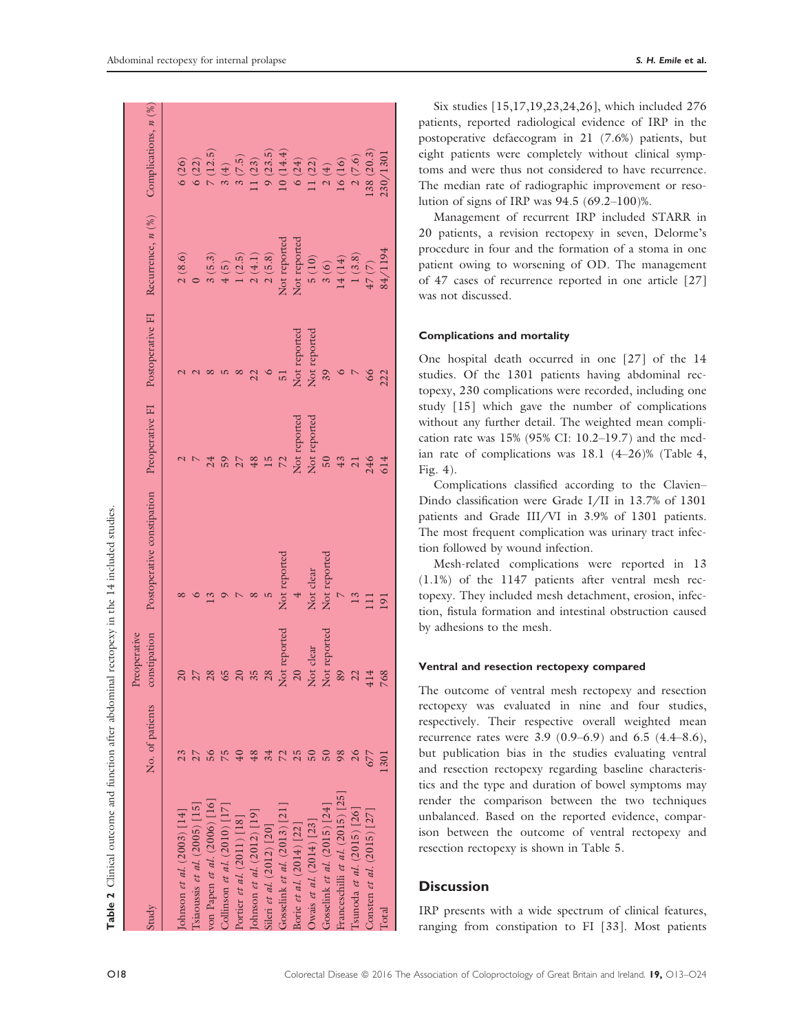**Table 2** Clinical outcome and function after abdominal rectopexy in the 14 included studies.

| Study | No. of patients | Preoperative constipation | Postoperative constipation | Preoperative FI | Postoperative FI | Recurrence, *n* (%) | Complications, *n* (%) |
|---|---|---|---|---|---|---|---|
| Johnson *et al.* (2003) [14] | 23 | 20 | 8 | 2 | 2 | 2 (8.6) | 6 (26) |
| Tsiaoussis *et al.* (2005) [15] | 27 | 27 | 6 | 7 | 2 | 0 | 6 (22) |
| von Papen *et al.* (2006) [16] | 56 | 28 | 13 | 24 | 8 | 3 (5.3) | 7 (12.5) |
| Collinson *et al.* (2010) [17] | 75 | 65 | 9 | 59 | 5 | 4 (5) | 3 (4) |
| Portier *et al.* (2011) [18] | 40 | 20 | 7 | 27 | 8 | 1 (2.5) | 3 (7.5) |
| Johnson *et al.* (2012) [19] | 48 | 35 | 8 | 48 | 22 | 2 (4.1) | 11 (23) |
| Sileri *et al.* (2012) [20] | 34 | 28 | 5 | 15 | 6 | 2 (5.8) | 9 (23.5) |
| Gosselink *et al.* (2013) [21] | 72 | Not reported | Not reported | 72 | 51 | Not reported | 10 (14.4) |
| Boric *et al.* (2014) [22] | 25 | 20 | 4 | Not reported | Not reported | Not reported | 6 (24) |
| Owais *et al.* (2014) [23] | 50 | Not clear | Not clear | Not reported | Not reported | 5 (10) | 11 (22) |
| Gosselink *et al.* (2015) [24] | 50 | Not reported | Not reported | 50 | 39 | 3 (6) | 2 (4) |
| Franceschilli *et al.* (2015) [25] | 98 | 89 | 7 | 43 | 6 | 14 (14) | 16 (16) |
| Tsunoda *et al.* (2015) [26] | 26 | 22 | 13 | 21 | 7 | 1 (3.8) | 2 (7.6) |
| Consten *et al.* (2015) [27] | 677 | 414 | 111 | 246 | 66 | 47 (7) | 138 (20.3) |
| Total | 1301 | 768 | 191 | 614 | 222 | 84/1194 | 230/1301 |

Six studies [15,17,19,23,24,26], which included 276 patients, reported radiological evidence of IRP in the postoperative defaecogram in 21 (7.6%) patients, but eight patients were completely without clinical symptoms and were thus not considered to have recurrence. The median rate of radiographic improvement or resolution of signs of IRP was 94.5 (69.2–100)%.

Management of recurrent IRP included STARR in 20 patients, a revision rectopexy in seven, Delorme's procedure in four and the formation of a stoma in one patient owing to worsening of OD. The management of 47 cases of recurrence reported in one article [27] was not discussed.

#### Complications and mortality

One hospital death occurred in one [27] of the 14 studies. Of the 1301 patients having abdominal rectopexy, 230 complications were recorded, including one study [15] which gave the number of complications without any further detail. The weighted mean complication rate was 15% (95% CI: 10.2–19.7) and the median rate of complications was 18.1 (4–26)% (Table 4, Fig. 4).

Complications classified according to the Clavien–Dindo classification were Grade I/II in 13.7% of 1301 patients and Grade III/VI in 3.9% of 1301 patients. The most frequent complication was urinary tract infection followed by wound infection.

Mesh-related complications were reported in 13 (1.1%) of the 1147 patients after ventral mesh rectopexy. They included mesh detachment, erosion, infection, fistula formation and intestinal obstruction caused by adhesions to the mesh.

#### Ventral and resection rectopexy compared

The outcome of ventral mesh rectopexy and resection rectopexy was evaluated in nine and four studies, respectively. Their respective overall weighted mean recurrence rates were 3.9 (0.9–6.9) and 6.5 (4.4–8.6), but publication bias in the studies evaluating ventral and resection rectopexy regarding baseline characteristics and the type and duration of bowel symptoms may render the comparison between the two techniques unbalanced. Based on the reported evidence, comparison between the outcome of ventral rectopexy and resection rectopexy is shown in Table 5.

## Discussion

IRP presents with a wide spectrum of clinical features, ranging from constipation to FI [33]. Most patients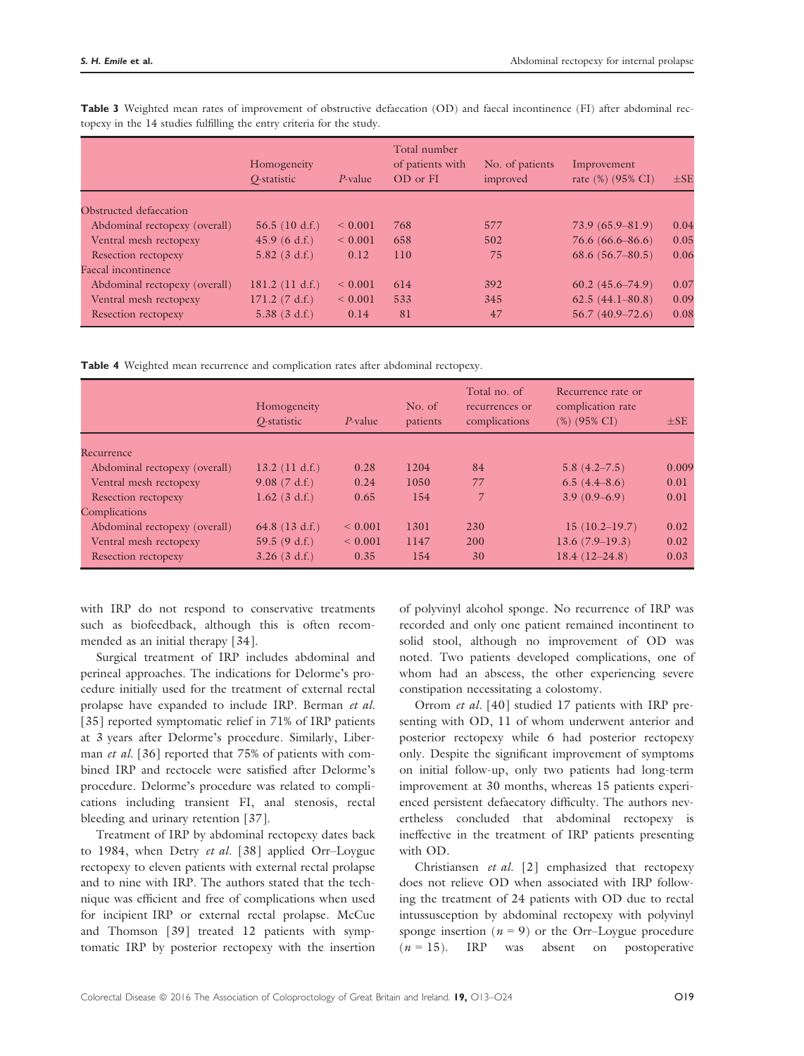**Table 3** Weighted mean rates of improvement of obstructive defaecation (OD) and faecal incontinence (FI) after abdominal rectopexy in the 14 studies fulfilling the entry criteria for the study.

| | Homogeneity *Q*-statistic | *P*-value | Total number of patients with OD or FI | No. of patients improved | Improvement rate (%) (95% CI) | ±SE |
|---|---|---|---|---|---|---|
| Obstructed defaecation | | | | | | |
| Abdominal rectopexy (overall) | 56.5 (10 d.f.) | < 0.001 | 768 | 577 | 73.9 (65.9–81.9) | 0.04 |
| Ventral mesh rectopexy | 45.9 (6 d.f.) | < 0.001 | 658 | 502 | 76.6 (66.6–86.6) | 0.05 |
| Resection rectopexy | 5.82 (3 d.f.) | 0.12 | 110 | 75 | 68.6 (56.7–80.5) | 0.06 |
| Faecal incontinence | | | | | | |
| Abdominal rectopexy (overall) | 181.2 (11 d.f.) | < 0.001 | 614 | 392 | 60.2 (45.6–74.9) | 0.07 |
| Ventral mesh rectopexy | 171.2 (7 d.f.) | < 0.001 | 533 | 345 | 62.5 (44.1–80.8) | 0.09 |
| Resection rectopexy | 5.38 (3 d.f.) | 0.14 | 81 | 47 | 56.7 (40.9–72.6) | 0.08 |

**Table 4** Weighted mean recurrence and complication rates after abdominal rectopexy.

| | Homogeneity *Q*-statistic | *P*-value | No. of patients | Total no. of recurrences or complications | Recurrence rate or complication rate (%) (95% CI) | ±SE |
|---|---|---|---|---|---|---|
| Recurrence | | | | | | |
| Abdominal rectopexy (overall) | 13.2 (11 d.f.) | 0.28 | 1204 | 84 | 5.8 (4.2–7.5) | 0.009 |
| Ventral mesh rectopexy | 9.08 (7 d.f.) | 0.24 | 1050 | 77 | 6.5 (4.4–8.6) | 0.01 |
| Resection rectopexy | 1.62 (3 d.f.) | 0.65 | 154 | 7 | 3.9 (0.9–6.9) | 0.01 |
| Complications | | | | | | |
| Abdominal rectopexy (overall) | 64.8 (13 d.f.) | < 0.001 | 1301 | 230 | 15 (10.2–19.7) | 0.02 |
| Ventral mesh rectopexy | 59.5 (9 d.f.) | < 0.001 | 1147 | 200 | 13.6 (7.9–19.3) | 0.02 |
| Resection rectopexy | 3.26 (3 d.f.) | 0.35 | 154 | 30 | 18.4 (12–24.8) | 0.03 |

with IRP do not respond to conservative treatments such as biofeedback, although this is often recommended as an initial therapy [34].

Surgical treatment of IRP includes abdominal and perineal approaches. The indications for Delorme's procedure initially used for the treatment of external rectal prolapse have expanded to include IRP. Berman *et al.* [35] reported symptomatic relief in 71% of IRP patients at 3 years after Delorme's procedure. Similarly, Liberman *et al.* [36] reported that 75% of patients with combined IRP and rectocele were satisfied after Delorme's procedure. Delorme's procedure was related to complications including transient FI, anal stenosis, rectal bleeding and urinary retention [37].

Treatment of IRP by abdominal rectopexy dates back to 1984, when Detry *et al.* [38] applied Orr–Loygue rectopexy to eleven patients with external rectal prolapse and to nine with IRP. The authors stated that the technique was efficient and free of complications when used for incipient IRP or external rectal prolapse. McCue and Thomson [39] treated 12 patients with symptomatic IRP by posterior rectopexy with the insertion of polyvinyl alcohol sponge. No recurrence of IRP was recorded and only one patient remained incontinent to solid stool, although no improvement of OD was noted. Two patients developed complications, one of whom had an abscess, the other experiencing severe constipation necessitating a colostomy.

Orrom *et al.* [40] studied 17 patients with IRP presenting with OD, 11 of whom underwent anterior and posterior rectopexy while 6 had posterior rectopexy only. Despite the significant improvement of symptoms on initial follow-up, only two patients had long-term improvement at 30 months, whereas 15 patients experienced persistent defaecatory difficulty. The authors nevertheless concluded that abdominal rectopexy is ineffective in the treatment of IRP patients presenting with OD.

Christiansen *et al.* [2] emphasized that rectopexy does not relieve OD when associated with IRP following the treatment of 24 patients with OD due to rectal intussusception by abdominal rectopexy with polyvinyl sponge insertion ($n = 9$) or the Orr–Loygue procedure ($n = 15$). IRP was absent on postoperative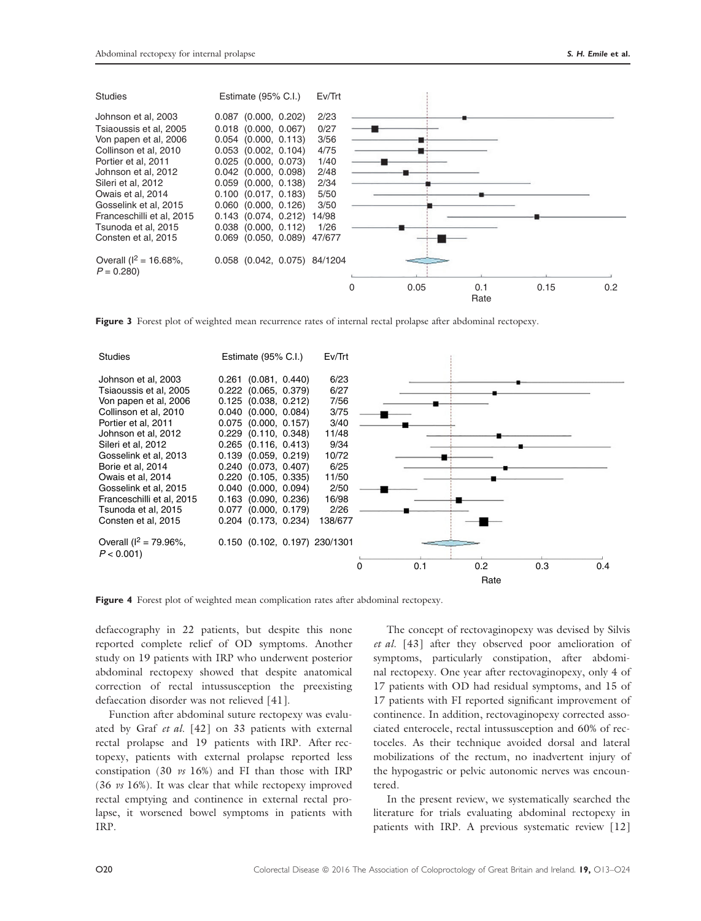| Studies | Estimate (95% C.I.) | Ev/Trt |
|---|---|---|
| Johnson et al, 2003 | 0.087 (0.000, 0.202) | 2/23 |
| Tsiaoussis et al, 2005 | 0.018 (0.000, 0.067) | 0/27 |
| Von papen et al, 2006 | 0.054 (0.000, 0.113) | 3/56 |
| Collinson et al, 2010 | 0.053 (0.002, 0.104) | 4/75 |
| Portier et al, 2011 | 0.025 (0.000, 0.073) | 1/40 |
| Johnson et al, 2012 | 0.042 (0.000, 0.098) | 2/48 |
| Sileri et al, 2012 | 0.059 (0.000, 0.138) | 2/34 |
| Owais et al, 2014 | 0.100 (0.017, 0.183) | 5/50 |
| Gosselink et al, 2015 | 0.060 (0.000, 0.126) | 3/50 |
| Franceschilli et al, 2015 | 0.143 (0.074, 0.212) | 14/98 |
| Tsunoda et al, 2015 | 0.038 (0.000, 0.112) | 1/26 |
| Consten et al, 2015 | 0.069 (0.050, 0.089) | 47/677 |
| Overall ($I^2$ = 16.68%, $P$ = 0.280) | 0.058 (0.042, 0.075) | 84/1204 |

**Figure 3** Forest plot of weighted mean recurrence rates of internal rectal prolapse after abdominal rectopexy.

| Studies | Estimate (95% C.I.) | Ev/Trt |
|---|---|---|
| Johnson et al, 2003 | 0.261 (0.081, 0.440) | 6/23 |
| Tsiaoussis et al, 2005 | 0.222 (0.065, 0.379) | 6/27 |
| Von papen et al, 2006 | 0.125 (0.038, 0.212) | 7/56 |
| Collinson et al, 2010 | 0.040 (0.000, 0.084) | 3/75 |
| Portier et al, 2011 | 0.075 (0.000, 0.157) | 3/40 |
| Johnson et al, 2012 | 0.229 (0.110, 0.348) | 11/48 |
| Sileri et al, 2012 | 0.265 (0.116, 0.413) | 9/34 |
| Gosselink et al, 2013 | 0.139 (0.059, 0.219) | 10/72 |
| Borie et al, 2014 | 0.240 (0.073, 0.407) | 6/25 |
| Owais et al, 2014 | 0.220 (0.105, 0.335) | 11/50 |
| Gosselink et al, 2015 | 0.040 (0.000, 0.094) | 2/50 |
| Franceschilli et al, 2015 | 0.163 (0.090, 0.236) | 16/98 |
| Tsunoda et al, 2015 | 0.077 (0.000, 0.179) | 2/26 |
| Consten et al, 2015 | 0.204 (0.173, 0.234) | 138/677 |
| Overall ($I^2$ = 79.96%, $P$ < 0.001) | 0.150 (0.102, 0.197) | 230/1301 |

**Figure 4** Forest plot of weighted mean complication rates after abdominal rectopexy.

defaecography in 22 patients, but despite this none reported complete relief of OD symptoms. Another study on 19 patients with IRP who underwent posterior abdominal rectopexy showed that despite anatomical correction of rectal intussusception the preexisting defaecation disorder was not relieved [41].

Function after abdominal suture rectopexy was evaluated by Graf *et al.* [42] on 33 patients with external rectal prolapse and 19 patients with IRP. After rectopexy, patients with external prolapse reported less constipation (30 *vs* 16%) and FI than those with IRP (36 *vs* 16%). It was clear that while rectopexy improved rectal emptying and continence in external rectal prolapse, it worsened bowel symptoms in patients with IRP.

The concept of rectovaginopexy was devised by Silvis *et al.* [43] after they observed poor amelioration of symptoms, particularly constipation, after abdominal rectopexy. One year after rectovaginopexy, only 4 of 17 patients with OD had residual symptoms, and 15 of 17 patients with FI reported significant improvement of continence. In addition, rectovaginopexy corrected associated enterocele, rectal intussusception and 60% of rectoceles. As their technique avoided dorsal and lateral mobilizations of the rectum, no inadvertent injury of the hypogastric or pelvic autonomic nerves was encountered.

In the present review, we systematically searched the literature for trials evaluating abdominal rectopexy in patients with IRP. A previous systematic review [12]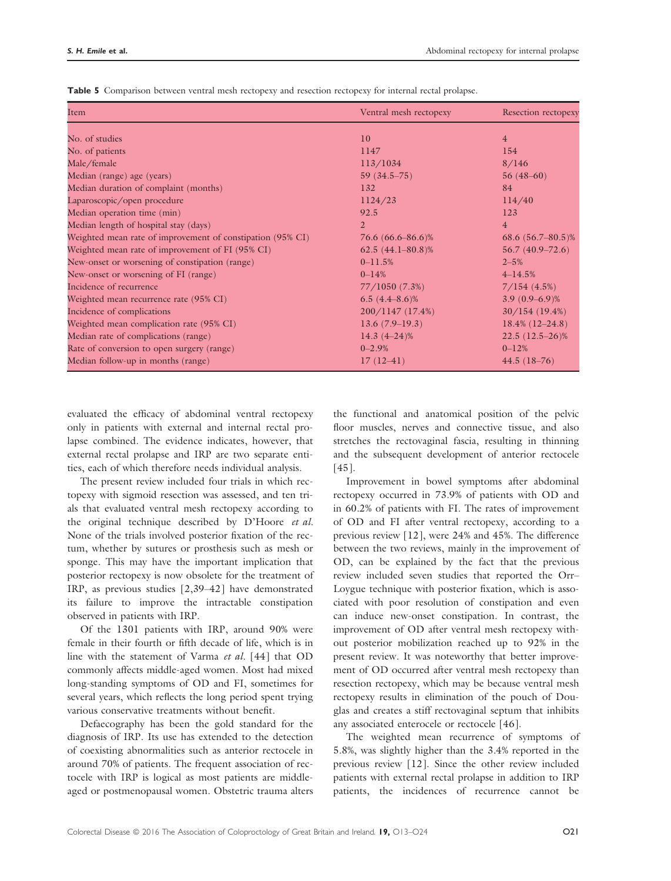**Table 5** Comparison between ventral mesh rectopexy and resection rectopexy for internal rectal prolapse.

| Item | Ventral mesh rectopexy | Resection rectopexy |
|---|---|---|
| No. of studies | 10 | 4 |
| No. of patients | 1147 | 154 |
| Male/female | 113/1034 | 8/146 |
| Median (range) age (years) | 59 (34.5–75) | 56 (48–60) |
| Median duration of complaint (months) | 132 | 84 |
| Laparoscopic/open procedure | 1124/23 | 114/40 |
| Median operation time (min) | 92.5 | 123 |
| Median length of hospital stay (days) | 2 | 4 |
| Weighted mean rate of improvement of constipation (95% CI) | 76.6 (66.6–86.6)% | 68.6 (56.7–80.5)% |
| Weighted mean rate of improvement of FI (95% CI) | 62.5 (44.1–80.8)% | 56.7 (40.9–72.6) |
| New-onset or worsening of constipation (range) | 0–11.5% | 2–5% |
| New-onset or worsening of FI (range) | 0–14% | 4–14.5% |
| Incidence of recurrence | 77/1050 (7.3%) | 7/154 (4.5%) |
| Weighted mean recurrence rate (95% CI) | 6.5 (4.4–8.6)% | 3.9 (0.9–6.9)% |
| Incidence of complications | 200/1147 (17.4%) | 30/154 (19.4%) |
| Weighted mean complication rate (95% CI) | 13.6 (7.9–19.3) | 18.4% (12–24.8) |
| Median rate of complications (range) | 14.3 (4–24)% | 22.5 (12.5–26)% |
| Rate of conversion to open surgery (range) | 0–2.9% | 0–12% |
| Median follow-up in months (range) | 17 (12–41) | 44.5 (18–76) |

evaluated the efficacy of abdominal ventral rectopexy only in patients with external and internal rectal prolapse combined. The evidence indicates, however, that external rectal prolapse and IRP are two separate entities, each of which therefore needs individual analysis.

The present review included four trials in which rectopexy with sigmoid resection was assessed, and ten trials that evaluated ventral mesh rectopexy according to the original technique described by D'Hoore *et al.* None of the trials involved posterior fixation of the rectum, whether by sutures or prosthesis such as mesh or sponge. This may have the important implication that posterior rectopexy is now obsolete for the treatment of IRP, as previous studies [2,39–42] have demonstrated its failure to improve the intractable constipation observed in patients with IRP.

Of the 1301 patients with IRP, around 90% were female in their fourth or fifth decade of life, which is in line with the statement of Varma *et al.* [44] that OD commonly affects middle-aged women. Most had mixed long-standing symptoms of OD and FI, sometimes for several years, which reflects the long period spent trying various conservative treatments without benefit.

Defaecography has been the gold standard for the diagnosis of IRP. Its use has extended to the detection of coexisting abnormalities such as anterior rectocele in around 70% of patients. The frequent association of rectocele with IRP is logical as most patients are middle-aged or postmenopausal women. Obstetric trauma alters the functional and anatomical position of the pelvic floor muscles, nerves and connective tissue, and also stretches the rectovaginal fascia, resulting in thinning and the subsequent development of anterior rectocele [45].

Improvement in bowel symptoms after abdominal rectopexy occurred in 73.9% of patients with OD and in 60.2% of patients with FI. The rates of improvement of OD and FI after ventral rectopexy, according to a previous review [12], were 24% and 45%. The difference between the two reviews, mainly in the improvement of OD, can be explained by the fact that the previous review included seven studies that reported the Orr–Loygue technique with posterior fixation, which is associated with poor resolution of constipation and even can induce new-onset constipation. In contrast, the improvement of OD after ventral mesh rectopexy without posterior mobilization reached up to 92% in the present review. It was noteworthy that better improvement of OD occurred after ventral mesh rectopexy than resection rectopexy, which may be because ventral mesh rectopexy results in elimination of the pouch of Douglas and creates a stiff rectovaginal septum that inhibits any associated enterocele or rectocele [46].

The weighted mean recurrence of symptoms of 5.8%, was slightly higher than the 3.4% reported in the previous review [12]. Since the other review included patients with external rectal prolapse in addition to IRP patients, the incidences of recurrence cannot be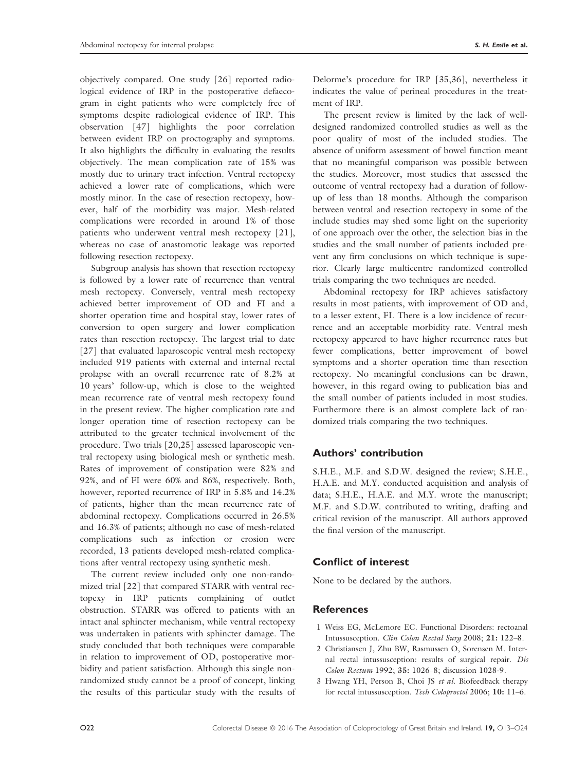objectively compared. One study [26] reported radiological evidence of IRP in the postoperative defaecogram in eight patients who were completely free of symptoms despite radiological evidence of IRP. This observation [47] highlights the poor correlation between evident IRP on proctography and symptoms. It also highlights the difficulty in evaluating the results objectively. The mean complication rate of 15% was mostly due to urinary tract infection. Ventral rectopexy achieved a lower rate of complications, which were mostly minor. In the case of resection rectopexy, however, half of the morbidity was major. Mesh-related complications were recorded in around 1% of those patients who underwent ventral mesh rectopexy [21], whereas no case of anastomotic leakage was reported following resection rectopexy.

Subgroup analysis has shown that resection rectopexy is followed by a lower rate of recurrence than ventral mesh rectopexy. Conversely, ventral mesh rectopexy achieved better improvement of OD and FI and a shorter operation time and hospital stay, lower rates of conversion to open surgery and lower complication rates than resection rectopexy. The largest trial to date [27] that evaluated laparoscopic ventral mesh rectopexy included 919 patients with external and internal rectal prolapse with an overall recurrence rate of 8.2% at 10 years' follow-up, which is close to the weighted mean recurrence rate of ventral mesh rectopexy found in the present review. The higher complication rate and longer operation time of resection rectopexy can be attributed to the greater technical involvement of the procedure. Two trials [20,25] assessed laparoscopic ventral rectopexy using biological mesh or synthetic mesh. Rates of improvement of constipation were 82% and 92%, and of FI were 60% and 86%, respectively. Both, however, reported recurrence of IRP in 5.8% and 14.2% of patients, higher than the mean recurrence rate of abdominal rectopexy. Complications occurred in 26.5% and 16.3% of patients; although no case of mesh-related complications such as infection or erosion were recorded, 13 patients developed mesh-related complications after ventral rectopexy using synthetic mesh.

The current review included only one non-randomized trial [22] that compared STARR with ventral rectopexy in IRP patients complaining of outlet obstruction. STARR was offered to patients with an intact anal sphincter mechanism, while ventral rectopexy was undertaken in patients with sphincter damage. The study concluded that both techniques were comparable in relation to improvement of OD, postoperative morbidity and patient satisfaction. Although this single non-randomized study cannot be a proof of concept, linking the results of this particular study with the results of Delorme's procedure for IRP [35,36], nevertheless it indicates the value of perineal procedures in the treatment of IRP.

The present review is limited by the lack of well-designed randomized controlled studies as well as the poor quality of most of the included studies. The absence of uniform assessment of bowel function meant that no meaningful comparison was possible between the studies. Moreover, most studies that assessed the outcome of ventral rectopexy had a duration of follow-up of less than 18 months. Although the comparison between ventral and resection rectopexy in some of the include studies may shed some light on the superiority of one approach over the other, the selection bias in the studies and the small number of patients included prevent any firm conclusions on which technique is superior. Clearly large multicentre randomized controlled trials comparing the two techniques are needed.

Abdominal rectopexy for IRP achieves satisfactory results in most patients, with improvement of OD and, to a lesser extent, FI. There is a low incidence of recurrence and an acceptable morbidity rate. Ventral mesh rectopexy appeared to have higher recurrence rates but fewer complications, better improvement of bowel symptoms and a shorter operation time than resection rectopexy. No meaningful conclusions can be drawn, however, in this regard owing to publication bias and the small number of patients included in most studies. Furthermore there is an almost complete lack of randomized trials comparing the two techniques.

## Authors' contribution

S.H.E., M.F. and S.D.W. designed the review; S.H.E., H.A.E. and M.Y. conducted acquisition and analysis of data; S.H.E., H.A.E. and M.Y. wrote the manuscript; M.F. and S.D.W. contributed to writing, drafting and critical revision of the manuscript. All authors approved the final version of the manuscript.

## Conflict of interest

None to be declared by the authors.

## References

1 Weiss EG, McLemore EC. Functional Disorders: rectoanal Intussusception. *Clin Colon Rectal Surg* 2008; **21:** 122–8.

2 Christiansen J, Zhu BW, Rasmussen O, Sorensen M. Internal rectal intussusception: results of surgical repair. *Dis Colon Rectum* 1992; **35:** 1026–8; discussion 1028-9.

3 Hwang YH, Person B, Choi JS *et al.* Biofeedback therapy for rectal intussusception. *Tech Coloproctol* 2006; **10:** 11–6.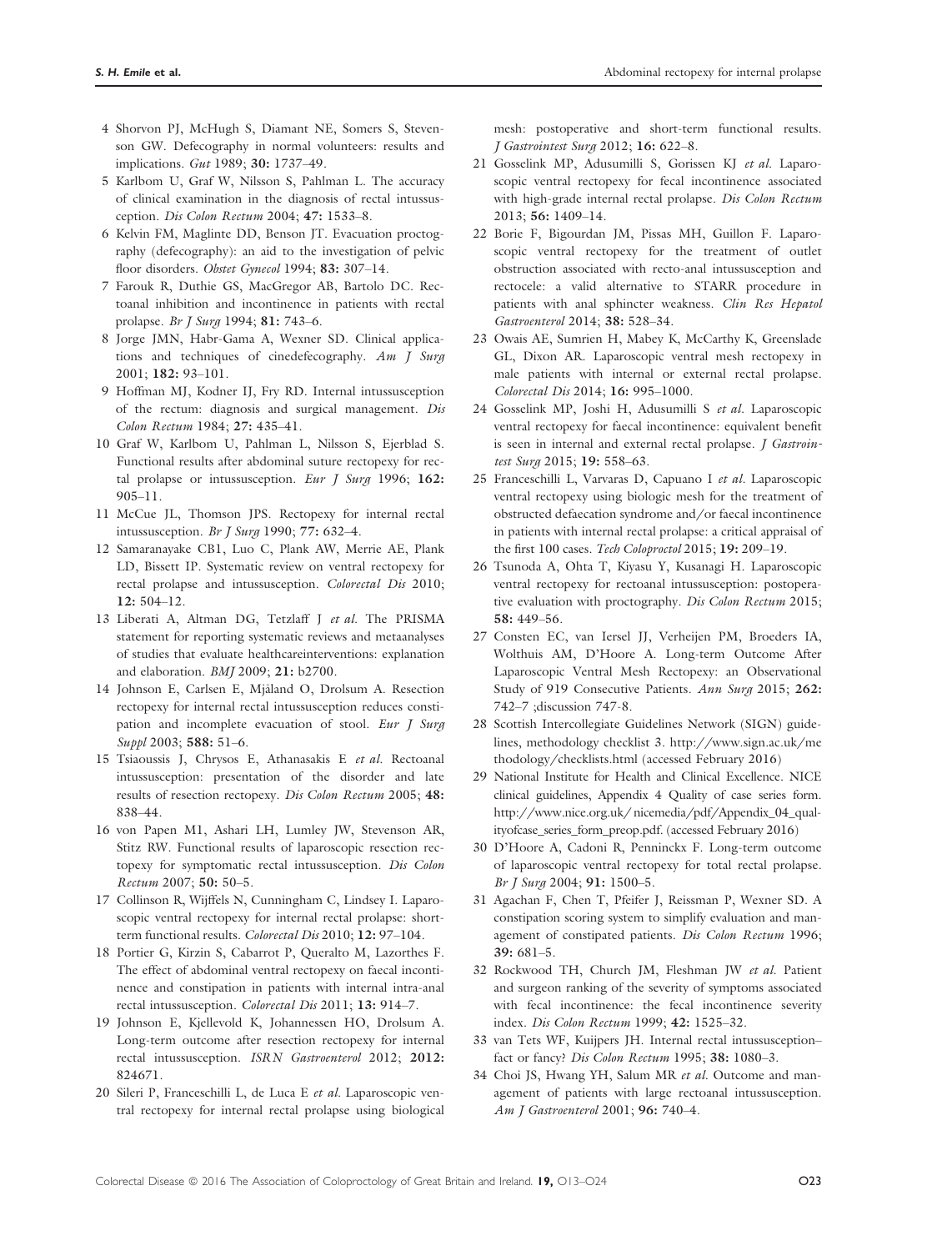4 Shorvon PJ, McHugh S, Diamant NE, Somers S, Stevenson GW. Defecography in normal volunteers: results and implications. *Gut* 1989; **30:** 1737–49.

5 Karlbom U, Graf W, Nilsson S, Pahlman L. The accuracy of clinical examination in the diagnosis of rectal intussusception. *Dis Colon Rectum* 2004; **47:** 1533–8.

6 Kelvin FM, Maglinte DD, Benson JT. Evacuation proctography (defecography): an aid to the investigation of pelvic floor disorders. *Obstet Gynecol* 1994; **83:** 307–14.

7 Farouk R, Duthie GS, MacGregor AB, Bartolo DC. Rectoanal inhibition and incontinence in patients with rectal prolapse. *Br J Surg* 1994; **81:** 743–6.

8 Jorge JMN, Habr-Gama A, Wexner SD. Clinical applications and techniques of cinedefecography. *Am J Surg* 2001; **182:** 93–101.

9 Hoffman MJ, Kodner IJ, Fry RD. Internal intussusception of the rectum: diagnosis and surgical management. *Dis Colon Rectum* 1984; **27:** 435–41.

10 Graf W, Karlbom U, Pahlman L, Nilsson S, Ejerblad S. Functional results after abdominal suture rectopexy for rectal prolapse or intussusception. *Eur J Surg* 1996; **162:** 905–11.

11 McCue JL, Thomson JPS. Rectopexy for internal rectal intussusception. *Br J Surg* 1990; **77:** 632–4.

12 Samaranayake CB1, Luo C, Plank AW, Merrie AE, Plank LD, Bissett IP. Systematic review on ventral rectopexy for rectal prolapse and intussusception. *Colorectal Dis* 2010; **12:** 504–12.

13 Liberati A, Altman DG, Tetzlaff J *et al.* The PRISMA statement for reporting systematic reviews and metaanalyses of studies that evaluate healthcareinterventions: explanation and elaboration. *BMJ* 2009; **21:** b2700.

14 Johnson E, Carlsen E, Mjåland O, Drolsum A. Resection rectopexy for internal rectal intussusception reduces constipation and incomplete evacuation of stool. *Eur J Surg Suppl* 2003; **588:** 51–6.

15 Tsiaoussis J, Chrysos E, Athanasakis E *et al.* Rectoanal intussusception: presentation of the disorder and late results of resection rectopexy. *Dis Colon Rectum* 2005; **48:** 838–44.

16 von Papen M1, Ashari LH, Lumley JW, Stevenson AR, Stitz RW. Functional results of laparoscopic resection rectopexy for symptomatic rectal intussusception. *Dis Colon Rectum* 2007; **50:** 50–5.

17 Collinson R, Wijffels N, Cunningham C, Lindsey I. Laparoscopic ventral rectopexy for internal rectal prolapse: short-term functional results. *Colorectal Dis* 2010; **12:** 97–104.

18 Portier G, Kirzin S, Cabarrot P, Queralto M, Lazorthes F. The effect of abdominal ventral rectopexy on faecal incontinence and constipation in patients with internal intra-anal rectal intussusception. *Colorectal Dis* 2011; **13:** 914–7.

19 Johnson E, Kjellevold K, Johannessen HO, Drolsum A. Long-term outcome after resection rectopexy for internal rectal intussusception. *ISRN Gastroenterol* 2012; **2012:** 824671.

20 Sileri P, Franceschilli L, de Luca E *et al.* Laparoscopic ventral rectopexy for internal rectal prolapse using biological mesh: postoperative and short-term functional results. *J Gastrointest Surg* 2012; **16:** 622–8.

21 Gosselink MP, Adusumilli S, Gorissen KJ *et al.* Laparoscopic ventral rectopexy for fecal incontinence associated with high-grade internal rectal prolapse. *Dis Colon Rectum* 2013; **56:** 1409–14.

22 Borie F, Bigourdan JM, Pissas MH, Guillon F. Laparoscopic ventral rectopexy for the treatment of outlet obstruction associated with recto-anal intussusception and rectocele: a valid alternative to STARR procedure in patients with anal sphincter weakness. *Clin Res Hepatol Gastroenterol* 2014; **38:** 528–34.

23 Owais AE, Sumrien H, Mabey K, McCarthy K, Greenslade GL, Dixon AR. Laparoscopic ventral mesh rectopexy in male patients with internal or external rectal prolapse. *Colorectal Dis* 2014; **16:** 995–1000.

24 Gosselink MP, Joshi H, Adusumilli S *et al.* Laparoscopic ventral rectopexy for faecal incontinence: equivalent benefit is seen in internal and external rectal prolapse. *J Gastrointest Surg* 2015; **19:** 558–63.

25 Franceschilli L, Varvaras D, Capuano I *et al.* Laparoscopic ventral rectopexy using biologic mesh for the treatment of obstructed defaecation syndrome and/or faecal incontinence in patients with internal rectal prolapse: a critical appraisal of the first 100 cases. *Tech Coloproctol* 2015; **19:** 209–19.

26 Tsunoda A, Ohta T, Kiyasu Y, Kusanagi H. Laparoscopic ventral rectopexy for rectoanal intussusception: postoperative evaluation with proctography. *Dis Colon Rectum* 2015; **58:** 449–56.

27 Consten EC, van Iersel JJ, Verheijen PM, Broeders IA, Wolthuis AM, D'Hoore A. Long-term Outcome After Laparoscopic Ventral Mesh Rectopexy: an Observational Study of 919 Consecutive Patients. *Ann Surg* 2015; **262:** 742–7 ;discussion 747-8.

28 Scottish Intercollegiate Guidelines Network (SIGN) guidelines, methodology checklist 3. http://www.sign.ac.uk/methodology/checklists.html (accessed February 2016)

29 National Institute for Health and Clinical Excellence. NICE clinical guidelines, Appendix 4 Quality of case series form. http://www.nice.org.uk/nicemedia/pdf/Appendix_04_qualityofcase_series_form_preop.pdf. (accessed February 2016)

30 D'Hoore A, Cadoni R, Penninckx F. Long-term outcome of laparoscopic ventral rectopexy for total rectal prolapse. *Br J Surg* 2004; **91:** 1500–5.

31 Agachan F, Chen T, Pfeifer J, Reissman P, Wexner SD. A constipation scoring system to simplify evaluation and management of constipated patients. *Dis Colon Rectum* 1996; **39:** 681–5.

32 Rockwood TH, Church JM, Fleshman JW *et al.* Patient and surgeon ranking of the severity of symptoms associated with fecal incontinence: the fecal incontinence severity index. *Dis Colon Rectum* 1999; **42:** 1525–32.

33 van Tets WF, Kuijpers JH. Internal rectal intussusception–fact or fancy? *Dis Colon Rectum* 1995; **38:** 1080–3.

34 Choi JS, Hwang YH, Salum MR *et al.* Outcome and management of patients with large rectoanal intussusception. *Am J Gastroenterol* 2001; **96:** 740–4.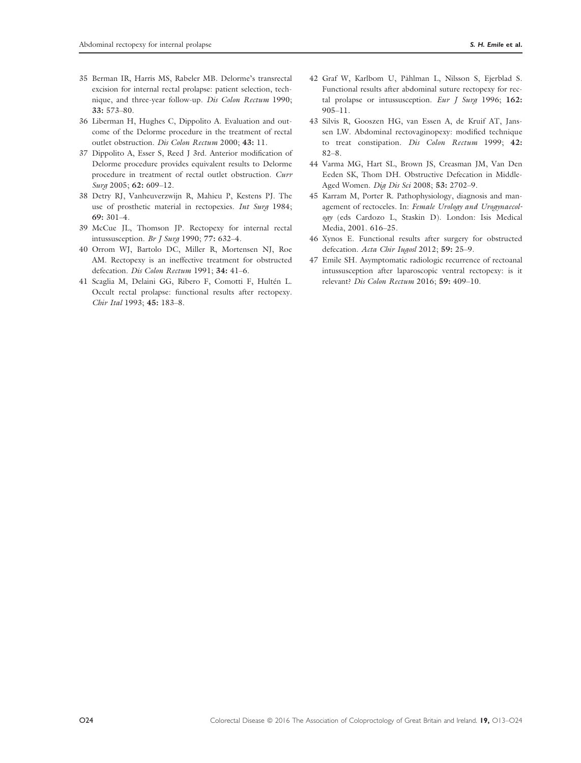35 Berman IR, Harris MS, Rabeler MB. Delorme's transrectal excision for internal rectal prolapse: patient selection, technique, and three-year follow-up. *Dis Colon Rectum* 1990; **33:** 573–80.

36 Liberman H, Hughes C, Dippolito A. Evaluation and outcome of the Delorme procedure in the treatment of rectal outlet obstruction. *Dis Colon Rectum* 2000; **43:** 11.

37 Dippolito A, Esser S, Reed J 3rd. Anterior modification of Delorme procedure provides equivalent results to Delorme procedure in treatment of rectal outlet obstruction. *Curr Surg* 2005; **62:** 609–12.

38 Detry RJ, Vanheuverzwijn R, Mahieu P, Kestens PJ. The use of prosthetic material in rectopexies. *Int Surg* 1984; **69:** 301–4.

39 McCue JL, Thomson JP. Rectopexy for internal rectal intussusception. *Br J Surg* 1990; **77:** 632–4.

40 Orrom WJ, Bartolo DC, Miller R, Mortensen NJ, Roe AM. Rectopexy is an ineffective treatment for obstructed defecation. *Dis Colon Rectum* 1991; **34:** 41–6.

41 Scaglia M, Delaini GG, Ribero F, Comotti F, Hultén L. Occult rectal prolapse: functional results after rectopexy. *Chir Ital* 1993; **45:** 183–8.

42 Graf W, Karlbom U, Påhlman L, Nilsson S, Ejerblad S. Functional results after abdominal suture rectopexy for rectal prolapse or intussusception. *Eur J Surg* 1996; **162:** 905–11.

43 Silvis R, Gooszen HG, van Essen A, de Kruif AT, Janssen LW. Abdominal rectovaginopexy: modified technique to treat constipation. *Dis Colon Rectum* 1999; **42:** 82–8.

44 Varma MG, Hart SL, Brown JS, Creasman JM, Van Den Eeden SK, Thom DH. Obstructive Defecation in Middle-Aged Women. *Dig Dis Sci* 2008; **53:** 2702–9.

45 Karram M, Porter R. Pathophysiology, diagnosis and management of rectoceles. In: *Female Urology and Urogynaecology* (eds Cardozo L, Staskin D). London: Isis Medical Media, 2001. 616–25.

46 Xynos E. Functional results after surgery for obstructed defecation. *Acta Chir Iugosl* 2012; **59:** 25–9.

47 Emile SH. Asymptomatic radiologic recurrence of rectoanal intussusception after laparoscopic ventral rectopexy: is it relevant? *Dis Colon Rectum* 2016; **59:** 409–10.